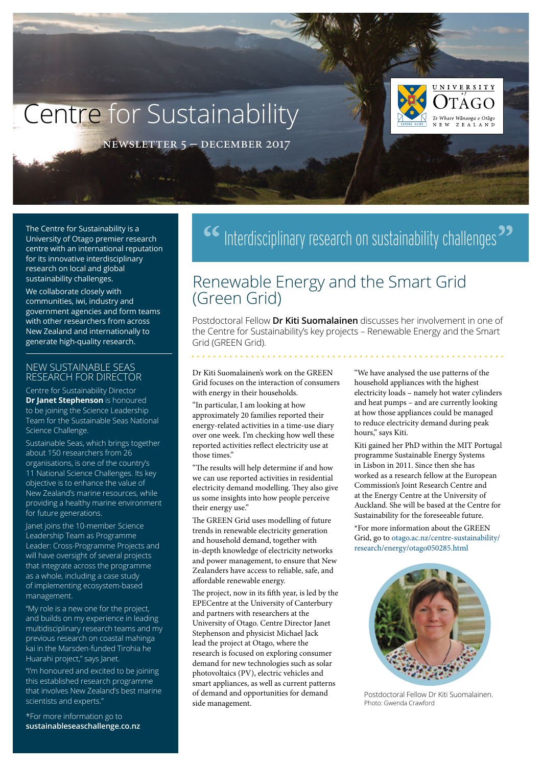# Centre for Sustainability

NEWSLETTER 5 – DECEMBER 2017

UNIVERSITY of OTAGO
Te Whare Wānanga o Otāgo
NEW ZEALAND

The Centre for Sustainability is a University of Otago premier research centre with an international reputation for its innovative interdisciplinary research on local and global sustainability challenges.

We collaborate closely with communities, iwi, industry and government agencies and form teams with other researchers from across New Zealand and internationally to generate high-quality research.

## NEW SUSTAINABLE SEAS RESEARCH FOR DIRECTOR

Centre for Sustainability Director **Dr Janet Stephenson** is honoured to be joining the Science Leadership Team for the Sustainable Seas National Science Challenge.

Sustainable Seas, which brings together about 150 researchers from 26 organisations, is one of the country's 11 National Science Challenges. Its key objective is to enhance the value of New Zealand's marine resources, while providing a healthy marine environment for future generations.

Janet joins the 10-member Science Leadership Team as Programme Leader: Cross-Programme Projects and will have oversight of several projects that integrate across the programme as a whole, including a case study of implementing ecosystem-based management.

"My role is a new one for the project, and builds on my experience in leading multidisciplinary research teams and my previous research on coastal mahinga kai in the Marsden-funded Tirohia he Huarahi project," says Janet.

"I'm honoured and excited to be joining this established research programme that involves New Zealand's best marine scientists and experts."

*For more information go to **sustainableseaschallenge.co.nz**

> "Interdisciplinary research on sustainability challenges"

## Renewable Energy and the Smart Grid (Green Grid)

Postdoctoral Fellow **Dr Kiti Suomalainen** discusses her involvement in one of the Centre for Sustainability's key projects – Renewable Energy and the Smart Grid (GREEN Grid).

Dr Kiti Suomalainen's work on the GREEN Grid focuses on the interaction of consumers with energy in their households.

"In particular, I am looking at how approximately 20 families reported their energy-related activities in a time-use diary over one week. I'm checking how well these reported activities reflect electricity use at those times."

"The results will help determine if and how we can use reported activities in residential electricity demand modelling. They also give us some insights into how people perceive their energy use."

The GREEN Grid uses modelling of future trends in renewable electricity generation and household demand, together with in-depth knowledge of electricity networks and power management, to ensure that New Zealanders have access to reliable, safe, and affordable renewable energy.

The project, now in its fifth year, is led by the EPECentre at the University of Canterbury and partners with researchers at the University of Otago. Centre Director Janet Stephenson and physicist Michael Jack lead the project at Otago, where the research is focused on exploring consumer demand for new technologies such as solar photovoltaics (PV), electric vehicles and smart appliances, as well as current patterns of demand and opportunities for demand side management.

"We have analysed the use patterns of the household appliances with the highest electricity loads – namely hot water cylinders and heat pumps – and are currently looking at how those appliances could be managed to reduce electricity demand during peak hours," says Kiti.

Kiti gained her PhD within the MIT Portugal programme Sustainable Energy Systems in Lisbon in 2011. Since then she has worked as a research fellow at the European Commission's Joint Research Centre and at the Energy Centre at the University of Auckland. She will be based at the Centre for Sustainability for the foreseeable future.

*For more information about the GREEN Grid, go to otago.ac.nz/centre-sustainability/research/energy/otago050285.html

Postdoctoral Fellow Dr Kiti Suomalainen.
Photo: Gwenda Crawford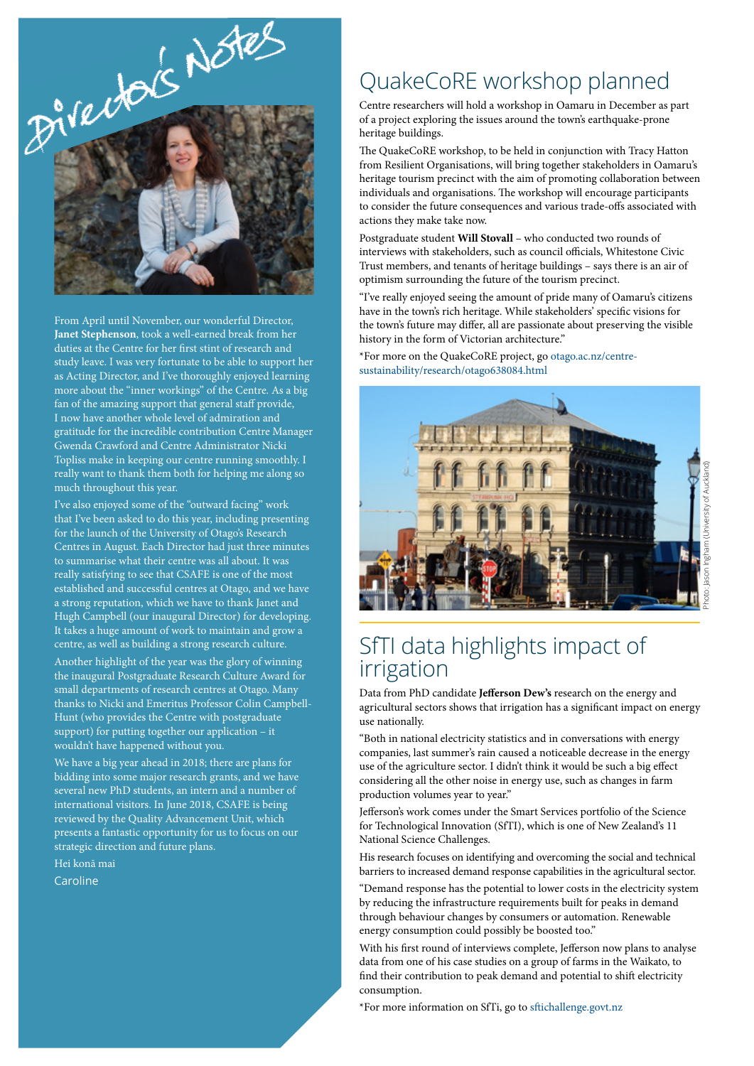# Director's Notes

From April until November, our wonderful Director, **Janet Stephenson**, took a well-earned break from her duties at the Centre for her first stint of research and study leave. I was very fortunate to be able to support her as Acting Director, and I've thoroughly enjoyed learning more about the "inner workings" of the Centre. As a big fan of the amazing support that general staff provide, I now have another whole level of admiration and gratitude for the incredible contribution Centre Manager Gwenda Crawford and Centre Administrator Nicki Topliss make in keeping our centre running smoothly. I really want to thank them both for helping me along so much throughout this year.

I've also enjoyed some of the "outward facing" work that I've been asked to do this year, including presenting for the launch of the University of Otago's Research Centres in August. Each Director had just three minutes to summarise what their centre was all about. It was really satisfying to see that CSAFE is one of the most established and successful centres at Otago, and we have a strong reputation, which we have to thank Janet and Hugh Campbell (our inaugural Director) for developing. It takes a huge amount of work to maintain and grow a centre, as well as building a strong research culture.

Another highlight of the year was the glory of winning the inaugural Postgraduate Research Culture Award for small departments of research centres at Otago. Many thanks to Nicki and Emeritus Professor Colin Campbell-Hunt (who provides the Centre with postgraduate support) for putting together our application – it wouldn't have happened without you.

We have a big year ahead in 2018; there are plans for bidding into some major research grants, and we have several new PhD students, an intern and a number of international visitors. In June 2018, CSAFE is being reviewed by the Quality Advancement Unit, which presents a fantastic opportunity for us to focus on our strategic direction and future plans.

Hei konā mai

Caroline

## QuakeCoRE workshop planned

Centre researchers will hold a workshop in Oamaru in December as part of a project exploring the issues around the town's earthquake-prone heritage buildings.

The QuakeCoRE workshop, to be held in conjunction with Tracy Hatton from Resilient Organisations, will bring together stakeholders in Oamaru's heritage tourism precinct with the aim of promoting collaboration between individuals and organisations. The workshop will encourage participants to consider the future consequences and various trade-offs associated with actions they make take now.

Postgraduate student **Will Stovall** – who conducted two rounds of interviews with stakeholders, such as council officials, Whitestone Civic Trust members, and tenants of heritage buildings – says there is an air of optimism surrounding the future of the tourism precinct.

"I've really enjoyed seeing the amount of pride many of Oamaru's citizens have in the town's rich heritage. While stakeholders' specific visions for the town's future may differ, all are passionate about preserving the visible history in the form of Victorian architecture."

*For more on the QuakeCoRE project, go otago.ac.nz/centre-sustainability/research/otago638084.html

Photo: Jason Ingham (University of Auckland)

## SfTI data highlights impact of irrigation

Data from PhD candidate **Jefferson Dew's** research on the energy and agricultural sectors shows that irrigation has a significant impact on energy use nationally.

"Both in national electricity statistics and in conversations with energy companies, last summer's rain caused a noticeable decrease in the energy use of the agriculture sector. I didn't think it would be such a big effect considering all the other noise in energy use, such as changes in farm production volumes year to year."

Jefferson's work comes under the Smart Services portfolio of the Science for Technological Innovation (SfTI), which is one of New Zealand's 11 National Science Challenges.

His research focuses on identifying and overcoming the social and technical barriers to increased demand response capabilities in the agricultural sector.

"Demand response has the potential to lower costs in the electricity system by reducing the infrastructure requirements built for peaks in demand through behaviour changes by consumers or automation. Renewable energy consumption could possibly be boosted too."

With his first round of interviews complete, Jefferson now plans to analyse data from one of his case studies on a group of farms in the Waikato, to find their contribution to peak demand and potential to shift electricity consumption.

*For more information on SfTi, go to sftichallenge.govt.nz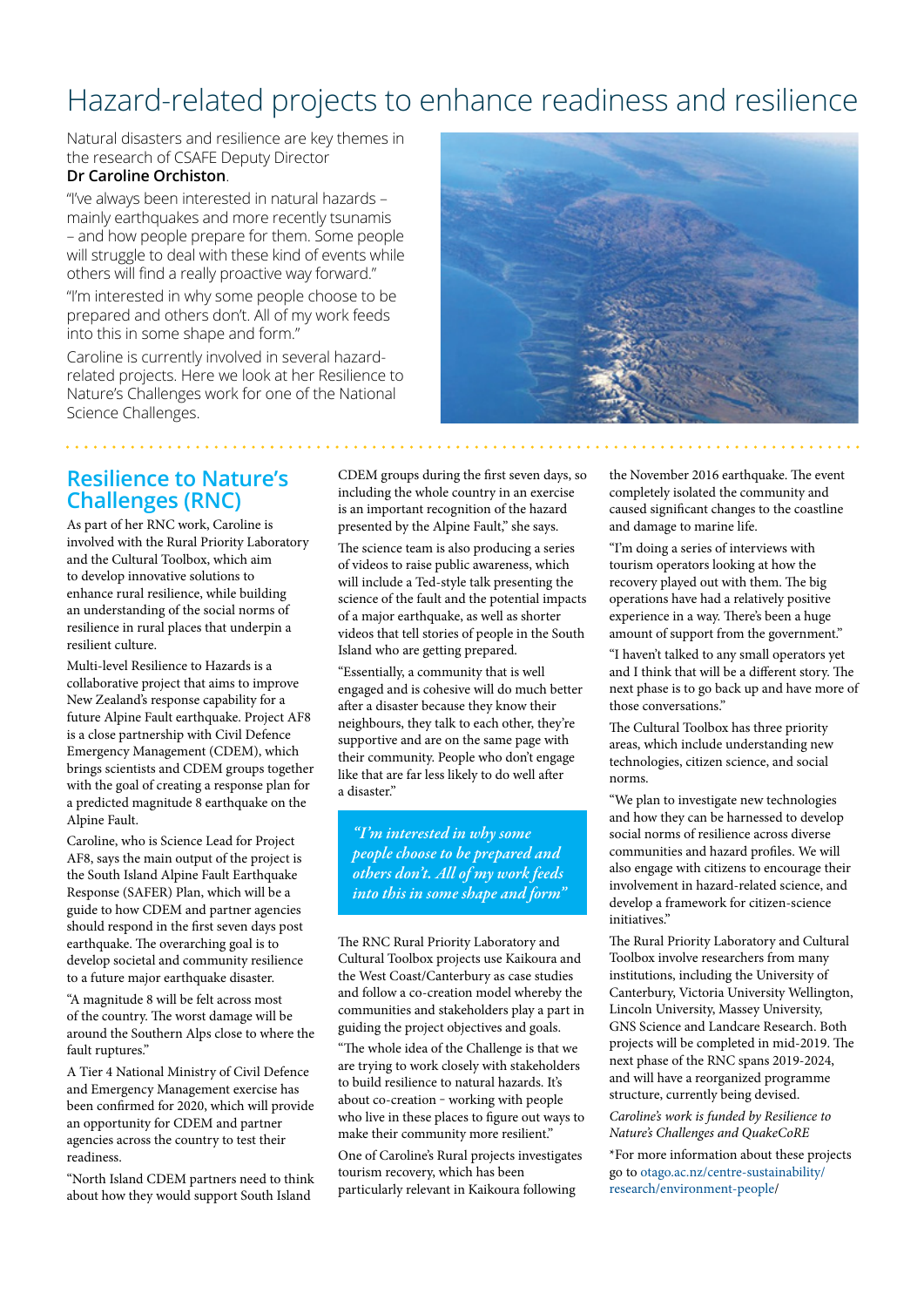# Hazard-related projects to enhance readiness and resilience

Natural disasters and resilience are key themes in the research of CSAFE Deputy Director **Dr Caroline Orchiston**.

"I've always been interested in natural hazards – mainly earthquakes and more recently tsunamis – and how people prepare for them. Some people will struggle to deal with these kind of events while others will find a really proactive way forward."

"I'm interested in why some people choose to be prepared and others don't. All of my work feeds into this in some shape and form."

Caroline is currently involved in several hazard-related projects. Here we look at her Resilience to Nature's Challenges work for one of the National Science Challenges.

## Resilience to Nature's Challenges (RNC)

As part of her RNC work, Caroline is involved with the Rural Priority Laboratory and the Cultural Toolbox, which aim to develop innovative solutions to enhance rural resilience, while building an understanding of the social norms of resilience in rural places that underpin a resilient culture.

Multi-level Resilience to Hazards is a collaborative project that aims to improve New Zealand's response capability for a future Alpine Fault earthquake. Project AF8 is a close partnership with Civil Defence Emergency Management (CDEM), which brings scientists and CDEM groups together with the goal of creating a response plan for a predicted magnitude 8 earthquake on the Alpine Fault.

Caroline, who is Science Lead for Project AF8, says the main output of the project is the South Island Alpine Fault Earthquake Response (SAFER) Plan, which will be a guide to how CDEM and partner agencies should respond in the first seven days post earthquake. The overarching goal is to develop societal and community resilience to a future major earthquake disaster.

"A magnitude 8 will be felt across most of the country. The worst damage will be around the Southern Alps close to where the fault ruptures."

A Tier 4 National Ministry of Civil Defence and Emergency Management exercise has been confirmed for 2020, which will provide an opportunity for CDEM and partner agencies across the country to test their readiness.

"North Island CDEM partners need to think about how they would support South Island CDEM groups during the first seven days, so including the whole country in an exercise is an important recognition of the hazard presented by the Alpine Fault," she says.

The science team is also producing a series of videos to raise public awareness, which will include a Ted-style talk presenting the science of the fault and the potential impacts of a major earthquake, as well as shorter videos that tell stories of people in the South Island who are getting prepared.

"Essentially, a community that is well engaged and is cohesive will do much better after a disaster because they know their neighbours, they talk to each other, they're supportive and are on the same page with their community. People who don't engage like that are far less likely to do well after a disaster."

> *"I'm interested in why some people choose to be prepared and others don't. All of my work feeds into this in some shape and form"*

The RNC Rural Priority Laboratory and Cultural Toolbox projects use Kaikoura and the West Coast/Canterbury as case studies and follow a co-creation model whereby the communities and stakeholders play a part in guiding the project objectives and goals.

"The whole idea of the Challenge is that we are trying to work closely with stakeholders to build resilience to natural hazards. It's about co-creation – working with people who live in these places to figure out ways to make their community more resilient."

One of Caroline's Rural projects investigates tourism recovery, which has been particularly relevant in Kaikoura following the November 2016 earthquake. The event completely isolated the community and caused significant changes to the coastline and damage to marine life.

"I'm doing a series of interviews with tourism operators looking at how the recovery played out with them. The big operations have had a relatively positive experience in a way. There's been a huge amount of support from the government."

"I haven't talked to any small operators yet and I think that will be a different story. The next phase is to go back up and have more of those conversations."

The Cultural Toolbox has three priority areas, which include understanding new technologies, citizen science, and social norms.

"We plan to investigate new technologies and how they can be harnessed to develop social norms of resilience across diverse communities and hazard profiles. We will also engage with citizens to encourage their involvement in hazard-related science, and develop a framework for citizen-science initiatives."

The Rural Priority Laboratory and Cultural Toolbox involve researchers from many institutions, including the University of Canterbury, Victoria University Wellington, Lincoln University, Massey University, GNS Science and Landcare Research. Both projects will be completed in mid-2019. The next phase of the RNC spans 2019-2024, and will have a reorganized programme structure, currently being devised.

*Caroline's work is funded by Resilience to Nature's Challenges and QuakeCoRE*

*For more information about these projects go to otago.ac.nz/centre-sustainability/research/environment-people/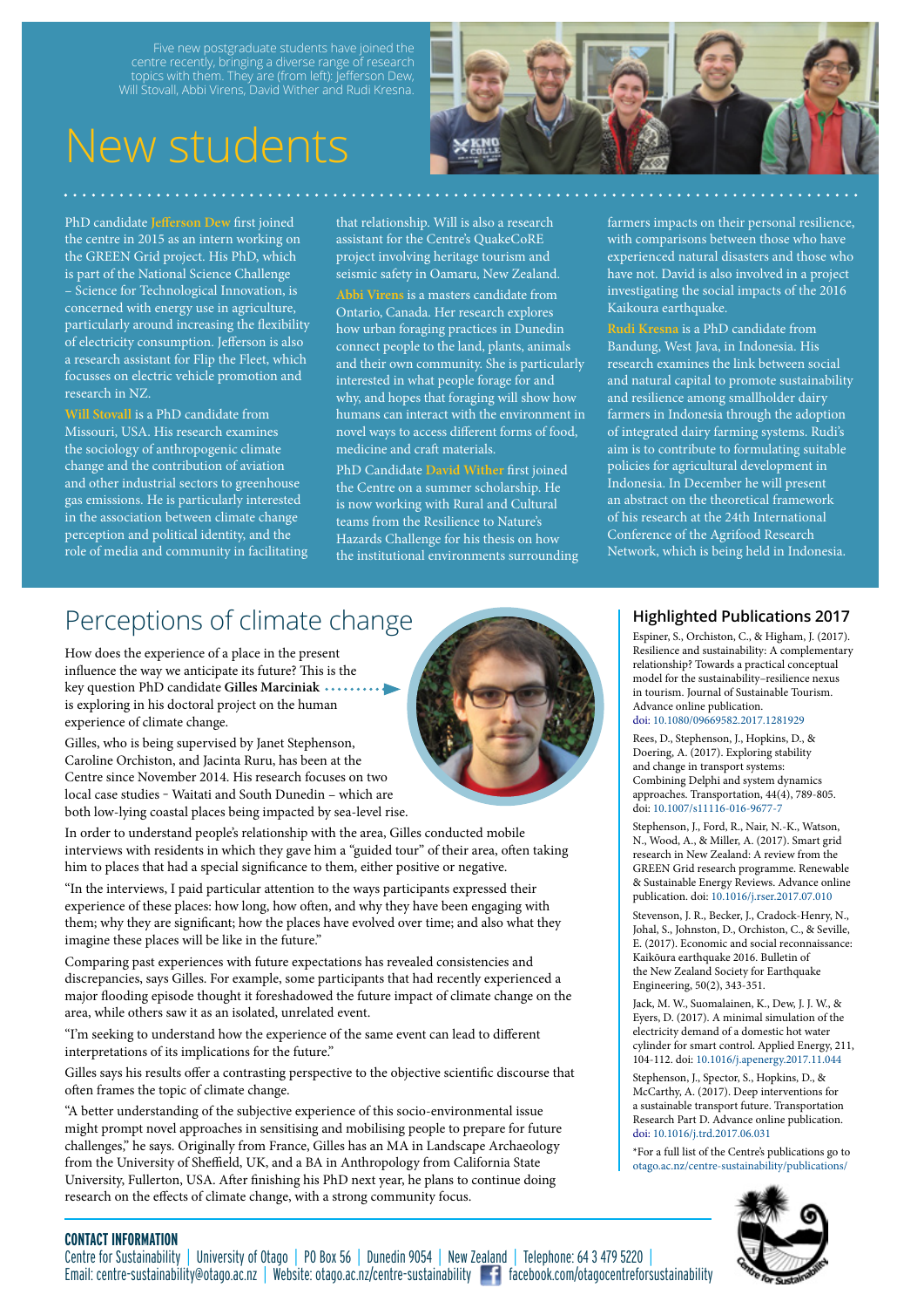Five new postgraduate students have joined the centre recently, bringing a diverse range of research topics with them. They are (from left): Jefferson Dew, Will Stovall, Abbi Virens, David Wither and Rudi Kresna.

# New students

PhD candidate **Jefferson Dew** first joined the centre in 2015 as an intern working on the GREEN Grid project. His PhD, which is part of the National Science Challenge – Science for Technological Innovation, is concerned with energy use in agriculture, particularly around increasing the flexibility of electricity consumption. Jefferson is also a research assistant for Flip the Fleet, which focusses on electric vehicle promotion and research in NZ.

**Will Stovall** is a PhD candidate from Missouri, USA. His research examines the sociology of anthropogenic climate change and the contribution of aviation and other industrial sectors to greenhouse gas emissions. He is particularly interested in the association between climate change perception and political identity, and the role of media and community in facilitating that relationship. Will is also a research assistant for the Centre's QuakeCoRE project involving heritage tourism and seismic safety in Oamaru, New Zealand.

**Abbi Virens** is a masters candidate from Ontario, Canada. Her research explores how urban foraging practices in Dunedin connect people to the land, plants, animals and their own community. She is particularly interested in what people forage for and why, and hopes that foraging will show how humans can interact with the environment in novel ways to access different forms of food, medicine and craft materials.

PhD Candidate **David Wither** first joined the Centre on a summer scholarship. He is now working with Rural and Cultural teams from the Resilience to Nature's Hazards Challenge for his thesis on how the institutional environments surrounding farmers impacts on their personal resilience, with comparisons between those who have experienced natural disasters and those who have not. David is also involved in a project investigating the social impacts of the 2016 Kaikoura earthquake.

**Rudi Kresna** is a PhD candidate from Bandung, West Java, in Indonesia. His research examines the link between social and natural capital to promote sustainability and resilience among smallholder dairy farmers in Indonesia through the adoption of integrated dairy farming systems. Rudi's aim is to contribute to formulating suitable policies for agricultural development in Indonesia. In December he will present an abstract on the theoretical framework of his research at the 24th International Conference of the Agrifood Research Network, which is being held in Indonesia.

# Perceptions of climate change

How does the experience of a place in the present influence the way we anticipate its future? This is the key question PhD candidate **Gilles Marciniak** is exploring in his doctoral project on the human experience of climate change.

Gilles, who is being supervised by Janet Stephenson, Caroline Orchiston, and Jacinta Ruru, has been at the Centre since November 2014. His research focuses on two local case studies - Waitati and South Dunedin – which are both low-lying coastal places being impacted by sea-level rise.

In order to understand people's relationship with the area, Gilles conducted mobile interviews with residents in which they gave him a "guided tour" of their area, often taking him to places that had a special significance to them, either positive or negative.

"In the interviews, I paid particular attention to the ways participants expressed their experience of these places: how long, how often, and why they have been engaging with them; why they are significant; how the places have evolved over time; and also what they imagine these places will be like in the future."

Comparing past experiences with future expectations has revealed consistencies and discrepancies, says Gilles. For example, some participants that had recently experienced a major flooding episode thought it foreshadowed the future impact of climate change on the area, while others saw it as an isolated, unrelated event.

"I'm seeking to understand how the experience of the same event can lead to different interpretations of its implications for the future."

Gilles says his results offer a contrasting perspective to the objective scientific discourse that often frames the topic of climate change.

"A better understanding of the subjective experience of this socio-environmental issue might prompt novel approaches in sensitising and mobilising people to prepare for future challenges," he says. Originally from France, Gilles has an MA in Landscape Archaeology from the University of Sheffield, UK, and a BA in Anthropology from California State University, Fullerton, USA. After finishing his PhD next year, he plans to continue doing research on the effects of climate change, with a strong community focus.

## Highlighted Publications 2017

Espiner, S., Orchiston, C., & Higham, J. (2017). Resilience and sustainability: A complementary relationship? Towards a practical conceptual model for the sustainability–resilience nexus in tourism. Journal of Sustainable Tourism. Advance online publication. doi: 10.1080/09669582.2017.1281929

Rees, D., Stephenson, J., Hopkins, D., & Doering, A. (2017). Exploring stability and change in transport systems: Combining Delphi and system dynamics approaches. Transportation, 44(4), 789-805. doi: 10.1007/s11116-016-9677-7

Stephenson, J., Ford, R., Nair, N.-K., Watson, N., Wood, A., & Miller, A. (2017). Smart grid research in New Zealand: A review from the GREEN Grid research programme. Renewable & Sustainable Energy Reviews. Advance online publication. doi: 10.1016/j.rser.2017.07.010

Stevenson, J. R., Becker, J., Cradock-Henry, N., Johal, S., Johnston, D., Orchiston, C., & Seville, E. (2017). Economic and social reconnaissance: Kaikōura earthquake 2016. Bulletin of the New Zealand Society for Earthquake Engineering, 50(2), 343-351.

Jack, M. W., Suomalainen, K., Dew, J. J. W., & Eyers, D. (2017). A minimal simulation of the electricity demand of a domestic hot water cylinder for smart control. Applied Energy, 211, 104-112. doi: 10.1016/j.apenergy.2017.11.044

Stephenson, J., Spector, S., Hopkins, D., & McCarthy, A. (2017). Deep interventions for a sustainable transport future. Transportation Research Part D. Advance online publication. doi: 10.1016/j.trd.2017.06.031

*For a full list of the Centre's publications go to otago.ac.nz/centre-sustainability/publications/

**CONTACT INFORMATION**

Centre for Sustainability | University of Otago | PO Box 56 | Dunedin 9054 | New Zealand | Telephone: 64 3 479 5220 |
Email: centre-sustainability@otago.ac.nz | Website: otago.ac.nz/centre-sustainability | facebook.com/otagocentreforsustainability